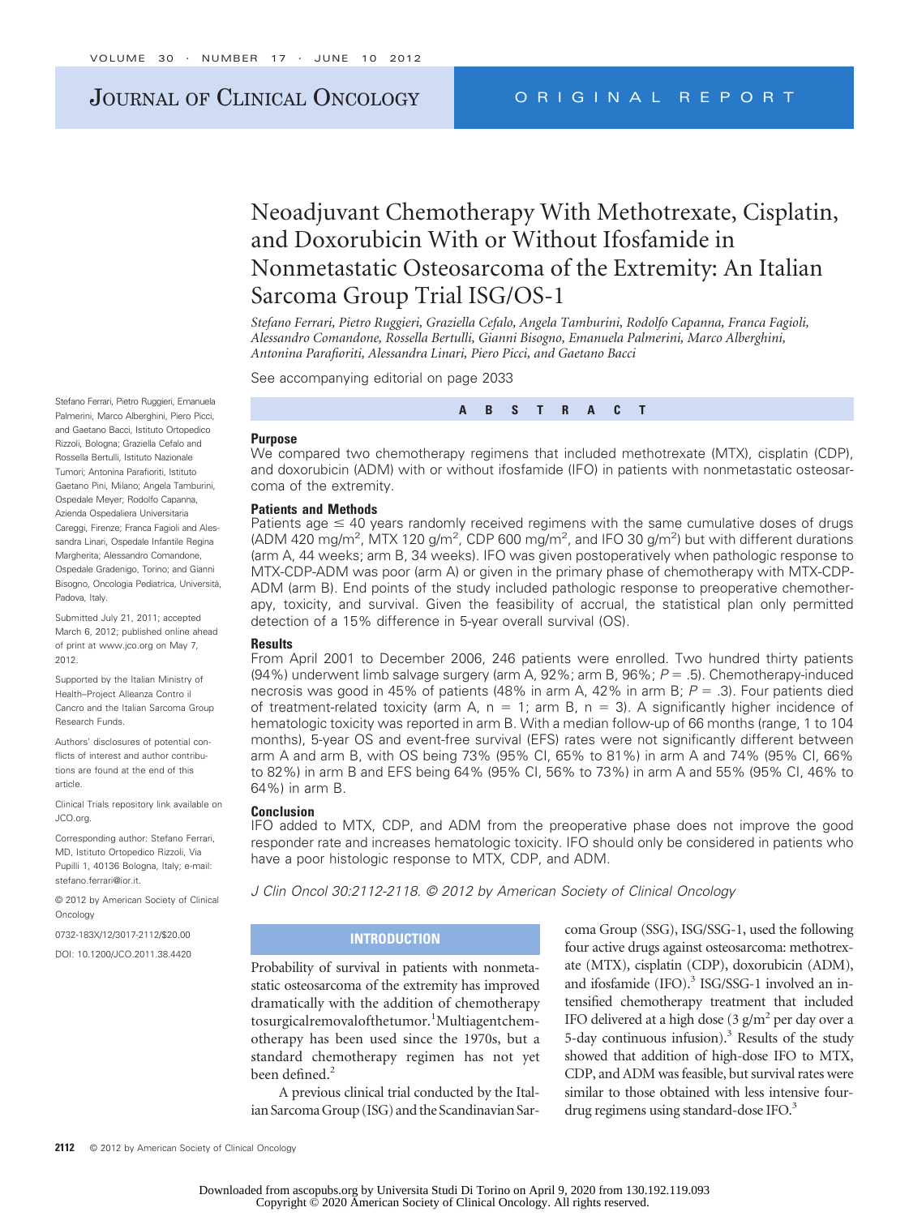# Neoadjuvant Chemotherapy With Methotrexate, Cisplatin, and Doxorubicin With or Without Ifosfamide in Nonmetastatic Osteosarcoma of the Extremity: An Italian Sarcoma Group Trial ISG/OS-1

*Stefano Ferrari, Pietro Ruggieri, Graziella Cefalo, Angela Tamburini, Rodolfo Capanna, Franca Fagioli, Alessandro Comandone, Rossella Bertulli, Gianni Bisogno, Emanuela Palmerini, Marco Alberghini, Antonina Parafioriti, Alessandra Linari, Piero Picci, and Gaetano Bacci*

See accompanying editorial on page 2033

Stefano Ferrari, Pietro Ruggieri, Emanuela Palmerini, Marco Alberghini, Piero Picci, and Gaetano Bacci, Istituto Ortopedico Rizzoli, Bologna; Graziella Cefalo and Rossella Bertulli, Istituto Nazionale Tumori; Antonina Parafioriti, Istituto Gaetano Pini, Milano; Angela Tamburini, Ospedale Meyer; Rodolfo Capanna, Azienda Ospedaliera Universitaria Careggi, Firenze; Franca Fagioli and Alessandra Linari, Ospedale Infantile Regina Margherita; Alessandro Comandone, Ospedale Gradenigo, Torino; and Gianni Bisogno, Oncologia Pediatrica, Università, Padova, Italy.

Submitted July 21, 2011; accepted March 6, 2012; published online ahead of print at www.jco.org on May 7, 2012.

Supported by the Italian Ministry of Health–Project Alleanza Contro il Cancro and the Italian Sarcoma Group Research Funds.

Authors' disclosures of potential conflicts of interest and author contributions are found at the end of this article.

Clinical Trials repository link available on JCO.org.

Corresponding author: Stefano Ferrari, MD, Istituto Ortopedico Rizzoli, Via Pupilli 1, 40136 Bologna, Italy; e-mail: stefano.ferrari@ior.it.

© 2012 by American Society of Clinical Oncology

0732-183X/12/3017-2112/$20.00

DOI: 10.1200/JCO.2011.38.4420

## ABSTRACT

### Purpose

We compared two chemotherapy regimens that included methotrexate (MTX), cisplatin (CDP), and doxorubicin (ADM) with or without ifosfamide (IFO) in patients with nonmetastatic osteosarcoma of the extremity.

### Patients and Methods

Patients age ≤ 40 years randomly received regimens with the same cumulative doses of drugs (ADM 420 mg/m$^2$, MTX 120 g/m$^2$, CDP 600 mg/m$^2$, and IFO 30 g/m$^2$) but with different durations (arm A, 44 weeks; arm B, 34 weeks). IFO was given postoperatively when pathologic response to MTX-CDP-ADM was poor (arm A) or given in the primary phase of chemotherapy with MTX-CDP-ADM (arm B). End points of the study included pathologic response to preoperative chemotherapy, toxicity, and survival. Given the feasibility of accrual, the statistical plan only permitted detection of a 15% difference in 5-year overall survival (OS).

### Results

From April 2001 to December 2006, 246 patients were enrolled. Two hundred thirty patients (94%) underwent limb salvage surgery (arm A, 92%; arm B, 96%; $P = .5$). Chemotherapy-induced necrosis was good in 45% of patients (48% in arm A, 42% in arm B; $P = .3$). Four patients died of treatment-related toxicity (arm A, n = 1; arm B, n = 3). A significantly higher incidence of hematologic toxicity was reported in arm B. With a median follow-up of 66 months (range, 1 to 104 months), 5-year OS and event-free survival (EFS) rates were not significantly different between arm A and arm B, with OS being 73% (95% CI, 65% to 81%) in arm A and 74% (95% CI, 66% to 82%) in arm B and EFS being 64% (95% CI, 56% to 73%) in arm A and 55% (95% CI, 46% to 64%) in arm B.

### Conclusion

IFO added to MTX, CDP, and ADM from the preoperative phase does not improve the good responder rate and increases hematologic toxicity. IFO should only be considered in patients who have a poor histologic response to MTX, CDP, and ADM.

*J Clin Oncol 30:2112-2118. © 2012 by American Society of Clinical Oncology*

## INTRODUCTION

Probability of survival in patients with nonmetastatic osteosarcoma of the extremity has improved dramatically with the addition of chemotherapy to surgical removal of the tumor.[1] Multiagent chemotherapy has been used since the 1970s, but a standard chemotherapy regimen has not yet been defined.[2]

A previous clinical trial conducted by the Italian Sarcoma Group (ISG) and the Scandinavian Sarcoma Group (SSG), ISG/SSG-1, used the following four active drugs against osteosarcoma: methotrexate (MTX), cisplatin (CDP), doxorubicin (ADM), and ifosfamide (IFO).[3] ISG/SSG-1 involved an intensified chemotherapy treatment that included IFO delivered at a high dose (3 g/m$^2$ per day over a 5-day continuous infusion).[3] Results of the study showed that addition of high-dose IFO to MTX, CDP, and ADM was feasible, but survival rates were similar to those obtained with less intensive four-drug regimens using standard-dose IFO.[3]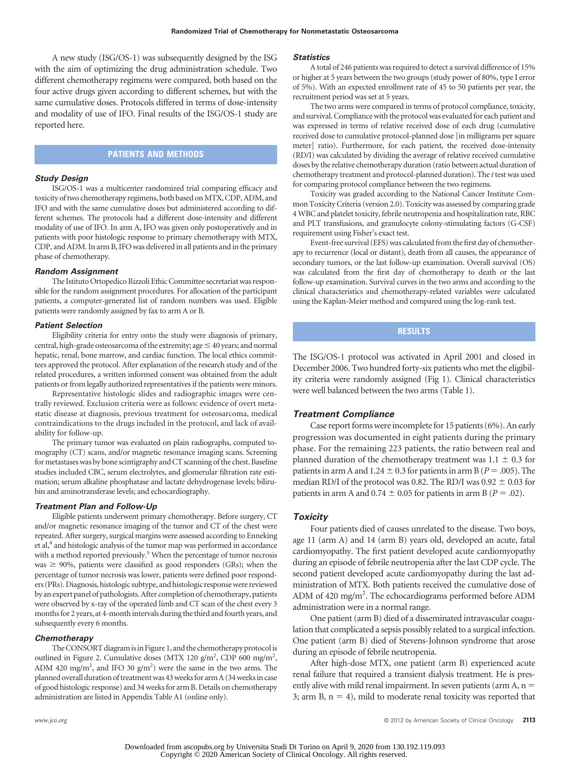A new study (ISG/OS-1) was subsequently designed by the ISG with the aim of optimizing the drug administration schedule. Two different chemotherapy regimens were compared, both based on the four active drugs given according to different schemes, but with the same cumulative doses. Protocols differed in terms of dose-intensity and modality of use of IFO. Final results of the ISG/OS-1 study are reported here.

## PATIENTS AND METHODS

### Study Design

ISG/OS-1 was a multicenter randomized trial comparing efficacy and toxicity of two chemotherapy regimens, both based on MTX, CDP, ADM, and IFO and with the same cumulative doses but administered according to different schemes. The protocols had a different dose-intensity and different modality of use of IFO. In arm A, IFO was given only postoperatively and in patients with poor histologic response to primary chemotherapy with MTX, CDP, and ADM. In arm B, IFO was delivered in all patients and in the primary phase of chemotherapy.

### Random Assignment

The Istituto Ortopedico Rizzoli Ethic Committee secretariat was responsible for the random assignment procedures. For allocation of the participant patients, a computer-generated list of random numbers was used. Eligible patients were randomly assigned by fax to arm A or B.

### Patient Selection

Eligibility criteria for entry onto the study were diagnosis of primary, central, high-grade osteosarcoma of the extremity; age ≤ 40 years; and normal hepatic, renal, bone marrow, and cardiac function. The local ethics committees approved the protocol. After explanation of the research study and of the related procedures, a written informed consent was obtained from the adult patients or from legally authorized representatives if the patients were minors.

Representative histologic slides and radiographic images were centrally reviewed. Exclusion criteria were as follows: evidence of overt metastatic disease at diagnosis, previous treatment for osteosarcoma, medical contraindications to the drugs included in the protocol, and lack of availability for follow-up.

The primary tumor was evaluated on plain radiographs, computed tomography (CT) scans, and/or magnetic resonance imaging scans. Screening for metastases was by bone scintigraphy and CT scanning of the chest. Baseline studies included CBC, serum electrolytes, and glomerular filtration rate estimation; serum alkaline phosphatase and lactate dehydrogenase levels; bilirubin and aminotransferase levels; and echocardiography.

### Treatment Plan and Follow-Up

Eligible patients underwent primary chemotherapy. Before surgery, CT and/or magnetic resonance imaging of the tumor and CT of the chest were repeated. After surgery, surgical margins were assessed according to Enneking et al,[4] and histologic analysis of the tumor map was performed in accordance with a method reported previously.[5] When the percentage of tumor necrosis was ≥ 90%, patients were classified as good responders (GRs); when the percentage of tumor necrosis was lower, patients were defined poor responders (PRs). Diagnosis, histologic subtype, and histologic response were reviewed by an expert panel of pathologists. After completion of chemotherapy, patients were observed by x-ray of the operated limb and CT scan of the chest every 3 months for 2 years, at 4-month intervals during the third and fourth years, and subsequently every 6 months.

### Chemotherapy

The CONSORT diagram is in Figure 1, and the chemotherapy protocol is outlined in Figure 2. Cumulative doses (MTX 120 g/m$^2$, CDP 600 mg/m$^2$, ADM 420 mg/m$^2$, and IFO 30 g/m$^2$) were the same in the two arms. The planned overall duration of treatment was 43 weeks for arm A (34 weeks in case of good histologic response) and 34 weeks for arm B. Details on chemotherapy administration are listed in Appendix Table A1 (online only).

### Statistics

A total of 246 patients was required to detect a survival difference of 15% or higher at 5 years between the two groups (study power of 80%, type I error of 5%). With an expected enrollment rate of 45 to 50 patients per year, the recruitment period was set at 5 years.

The two arms were compared in terms of protocol compliance, toxicity, and survival. Compliance with the protocol was evaluated for each patient and was expressed in terms of relative received dose of each drug (cumulative received dose to cumulative protocol-planned dose [in milligrams per square meter] ratio). Furthermore, for each patient, the received dose-intensity (RD/I) was calculated by dividing the average of relative received cumulative doses by the relative chemotherapy duration (ratio between actual duration of chemotherapy treatment and protocol-planned duration). The *t* test was used for comparing protocol compliance between the two regimens.

Toxicity was graded according to the National Cancer Institute Common Toxicity Criteria (version 2.0). Toxicity was assessed by comparing grade 4 WBC and platelet toxicity, febrile neutropenia and hospitalization rate, RBC and PLT transfusions, and granulocyte colony-stimulating factors (G-CSF) requirement using Fisher's exact test.

Event-free survival (EFS) was calculated from the first day of chemotherapy to recurrence (local or distant), death from all causes, the appearance of secondary tumors, or the last follow-up examination. Overall survival (OS) was calculated from the first day of chemotherapy to death or the last follow-up examination. Survival curves in the two arms and according to the clinical characteristics and chemotherapy-related variables were calculated using the Kaplan-Meier method and compared using the log-rank test.

## RESULTS

The ISG/OS-1 protocol was activated in April 2001 and closed in December 2006. Two hundred forty-six patients who met the eligibility criteria were randomly assigned (Fig 1). Clinical characteristics were well balanced between the two arms (Table 1).

### Treatment Compliance

Case report forms were incomplete for 15 patients (6%). An early progression was documented in eight patients during the primary phase. For the remaining 223 patients, the ratio between real and planned duration of the chemotherapy treatment was 1.1 ± 0.3 for patients in arm A and 1.24 ± 0.3 for patients in arm B ($P = .005$). The median RD/I of the protocol was 0.82. The RD/I was 0.92 ± 0.03 for patients in arm A and 0.74 ± 0.05 for patients in arm B ($P = .02$).

### Toxicity

Four patients died of causes unrelated to the disease. Two boys, age 11 (arm A) and 14 (arm B) years old, developed an acute, fatal cardiomyopathy. The first patient developed acute cardiomyopathy during an episode of febrile neutropenia after the last CDP cycle. The second patient developed acute cardiomyopathy during the last administration of MTX. Both patients received the cumulative dose of ADM of 420 mg/m$^2$. The echocardiograms performed before ADM administration were in a normal range.

One patient (arm B) died of a disseminated intravascular coagulation that complicated a sepsis possibly related to a surgical infection. One patient (arm B) died of Stevens-Johnson syndrome that arose during an episode of febrile neutropenia.

After high-dose MTX, one patient (arm B) experienced acute renal failure that required a transient dialysis treatment. He is presently alive with mild renal impairment. In seven patients (arm A, n = 3; arm B, n = 4), mild to moderate renal toxicity was reported that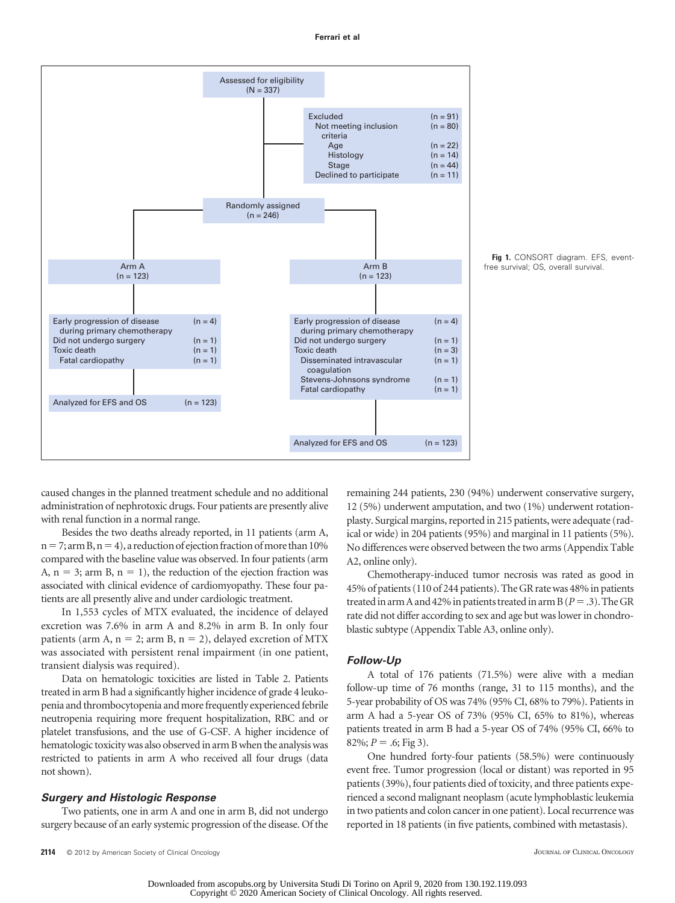Assessed for eligibility
(N = 337)

Excluded (n = 91)
Not meeting inclusion criteria (n = 80)
Age (n = 22)
Histology (n = 14)
Stage (n = 44)
Declined to participate (n = 11)

Randomly assigned
(n = 246)

Arm A
(n = 123)

Early progression of disease during primary chemotherapy (n = 4)
Did not undergo surgery (n = 1)
Toxic death (n = 1)
Fatal cardiopathy (n = 1)

Analyzed for EFS and OS (n = 123)

Arm B
(n = 123)

Early progression of disease during primary chemotherapy (n = 4)
Did not undergo surgery (n = 1)
Toxic death (n = 3)
Disseminated intravascular coagulation (n = 1)
Stevens-Johnsons syndrome (n = 1)
Fatal cardiopathy (n = 1)

Analyzed for EFS and OS (n = 123)

**Fig 1.** CONSORT diagram. EFS, event-free survival; OS, overall survival.

caused changes in the planned treatment schedule and no additional administration of nephrotoxic drugs. Four patients are presently alive with renal function in a normal range.

Besides the two deaths already reported, in 11 patients (arm A, n = 7; arm B, n = 4), a reduction of ejection fraction of more than 10% compared with the baseline value was observed. In four patients (arm A, n = 3; arm B, n = 1), the reduction of the ejection fraction was associated with clinical evidence of cardiomyopathy. These four patients are all presently alive and under cardiologic treatment.

In 1,553 cycles of MTX evaluated, the incidence of delayed excretion was 7.6% in arm A and 8.2% in arm B. In only four patients (arm A, n = 2; arm B, n = 2), delayed excretion of MTX was associated with persistent renal impairment (in one patient, transient dialysis was required).

Data on hematologic toxicities are listed in Table 2. Patients treated in arm B had a significantly higher incidence of grade 4 leukopenia and thrombocytopenia and more frequently experienced febrile neutropenia requiring more frequent hospitalization, RBC and or platelet transfusions, and the use of G-CSF. A higher incidence of hematologic toxicity was also observed in arm B when the analysis was restricted to patients in arm A who received all four drugs (data not shown).

### Surgery and Histologic Response

Two patients, one in arm A and one in arm B, did not undergo surgery because of an early systemic progression of the disease. Of the remaining 244 patients, 230 (94%) underwent conservative surgery, 12 (5%) underwent amputation, and two (1%) underwent rotationplasty. Surgical margins, reported in 215 patients, were adequate (radical or wide) in 204 patients (95%) and marginal in 11 patients (5%). No differences were observed between the two arms (Appendix Table A2, online only).

Chemotherapy-induced tumor necrosis was rated as good in 45% of patients (110 of 244 patients). The GR rate was 48% in patients treated in arm A and 42% in patients treated in arm B ($P = .3$). The GR rate did not differ according to sex and age but was lower in chondroblastic subtype (Appendix Table A3, online only).

### Follow-Up

A total of 176 patients (71.5%) were alive with a median follow-up time of 76 months (range, 31 to 115 months), and the 5-year probability of OS was 74% (95% CI, 68% to 79%). Patients in arm A had a 5-year OS of 73% (95% CI, 65% to 81%), whereas patients treated in arm B had a 5-year OS of 74% (95% CI, 66% to 82%; $P = .6$; Fig 3).

One hundred forty-four patients (58.5%) were continuously event free. Tumor progression (local or distant) was reported in 95 patients (39%), four patients died of toxicity, and three patients experienced a second malignant neoplasm (acute lymphoblastic leukemia in two patients and colon cancer in one patient). Local recurrence was reported in 18 patients (in five patients, combined with metastasis).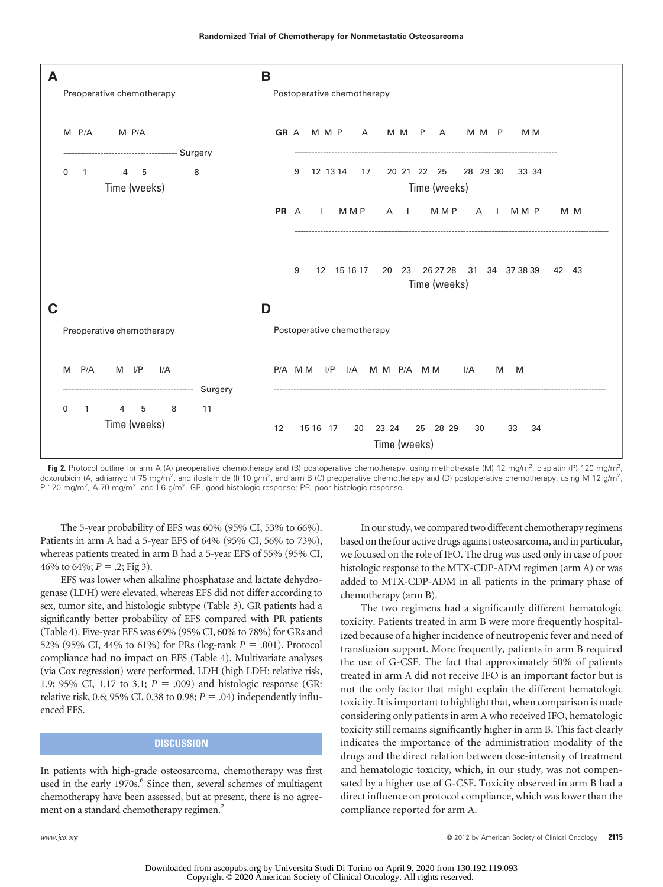**A**

Preoperative chemotherapy

M P/A M P/A

Surgery

0 1 4 5 8

Time (weeks)

**B**

Postoperative chemotherapy

**GR** A M M P A M M P A M M P M M

9 12 13 14 17 20 21 22 25 28 29 30 33 34

Time (weeks)

**PR** A I M M P A I M M P A I M M P M M

9 12 15 16 17 20 23 26 27 28 31 34 37 38 39 42 43

Time (weeks)

**C**

Preoperative chemotherapy

M P/A M I/P I/A

Surgery

0 1 4 5 8 11

Time (weeks)

**D**

Postoperative chemotherapy

P/A M M I/P I/A M M P/A M M I/A M M

12 15 16 17 20 23 24 25 28 29 30 33 34

Time (weeks)

**Fig 2.** Protocol outline for arm A (A) preoperative chemotherapy and (B) postoperative chemotherapy, using methotrexate (M) 12 mg/m$^2$, cisplatin (P) 120 mg/m$^2$, doxorubicin (A, adriamycin) 75 mg/m$^2$, and ifosfamide (I) 10 g/m$^2$, and arm B (C) preoperative chemotherapy and (D) postoperative chemotherapy, using M 12 g/m$^2$, P 120 mg/m$^2$, A 70 mg/m$^2$, and I 6 g/m$^2$. GR, good histologic response; PR, poor histologic response.

The 5-year probability of EFS was 60% (95% CI, 53% to 66%). Patients in arm A had a 5-year EFS of 64% (95% CI, 56% to 73%), whereas patients treated in arm B had a 5-year EFS of 55% (95% CI, 46% to 64%; $P = .2$; Fig 3).

EFS was lower when alkaline phosphatase and lactate dehydrogenase (LDH) were elevated, whereas EFS did not differ according to sex, tumor site, and histologic subtype (Table 3). GR patients had a significantly better probability of EFS compared with PR patients (Table 4). Five-year EFS was 69% (95% CI, 60% to 78%) for GRs and 52% (95% CI, 44% to 61%) for PRs (log-rank $P = .001$). Protocol compliance had no impact on EFS (Table 4). Multivariate analyses (via Cox regression) were performed. LDH (high LDH: relative risk, 1.9; 95% CI, 1.17 to 3.1; $P = .009$) and histologic response (GR: relative risk, 0.6; 95% CI, 0.38 to 0.98; $P = .04$) independently influenced EFS.

## DISCUSSION

In patients with high-grade osteosarcoma, chemotherapy was first used in the early 1970s.[6] Since then, several schemes of multiagent chemotherapy have been assessed, but at present, there is no agreement on a standard chemotherapy regimen.[2]

In our study, we compared two different chemotherapy regimens based on the four active drugs against osteosarcoma, and in particular, we focused on the role of IFO. The drug was used only in case of poor histologic response to the MTX-CDP-ADM regimen (arm A) or was added to MTX-CDP-ADM in all patients in the primary phase of chemotherapy (arm B).

The two regimens had a significantly different hematologic toxicity. Patients treated in arm B were more frequently hospitalized because of a higher incidence of neutropenic fever and need of transfusion support. More frequently, patients in arm B required the use of G-CSF. The fact that approximately 50% of patients treated in arm A did not receive IFO is an important factor but is not the only factor that might explain the different hematologic toxicity. It is important to highlight that, when comparison is made considering only patients in arm A who received IFO, hematologic toxicity still remains significantly higher in arm B. This fact clearly indicates the importance of the administration modality of the drugs and the direct relation between dose-intensity of treatment and hematologic toxicity, which, in our study, was not compensated by a higher use of G-CSF. Toxicity observed in arm B had a direct influence on protocol compliance, which was lower than the compliance reported for arm A.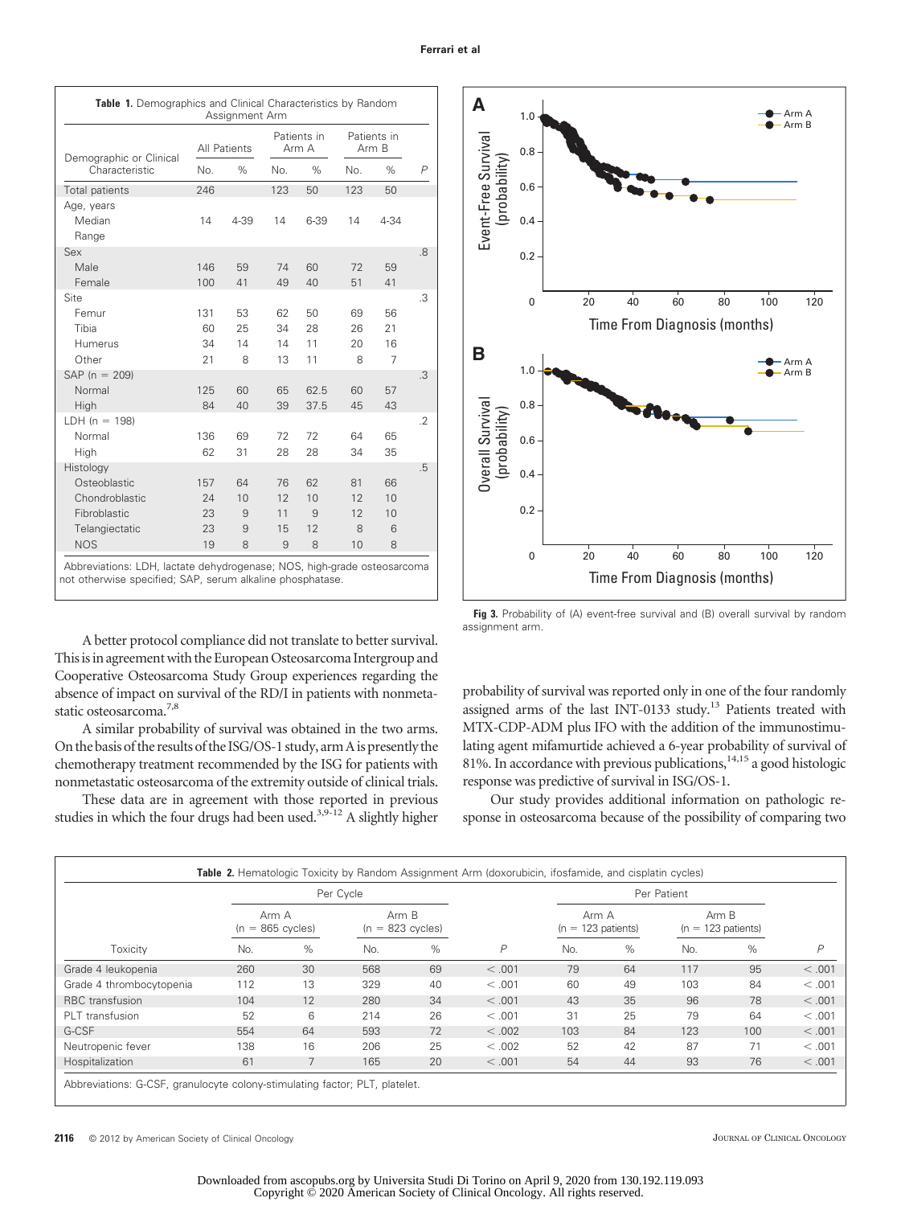**Table 1.** Demographics and Clinical Characteristics by Random Assignment Arm

| Demographic or Clinical Characteristic | All Patients | | Patients in Arm A | | Patients in Arm B | | |
|---|---|---|---|---|---|---|---|
| | No. | % | No. | % | No. | % | P |
| Total patients | 246 | | 123 | 50 | 123 | 50 | |
| Age, years | | | | | | | |
| Median | 14 | 4-39 | 14 | 6-39 | 14 | 4-34 | |
| Range | | | | | | | |
| Sex | | | | | | | .8 |
| Male | 146 | 59 | 74 | 60 | 72 | 59 | |
| Female | 100 | 41 | 49 | 40 | 51 | 41 | |
| Site | | | | | | | .3 |
| Femur | 131 | 53 | 62 | 50 | 69 | 56 | |
| Tibia | 60 | 25 | 34 | 28 | 26 | 21 | |
| Humerus | 34 | 14 | 14 | 11 | 20 | 16 | |
| Other | 21 | 8 | 13 | 11 | 8 | 7 | |
| SAP (n = 209) | | | | | | | .3 |
| Normal | 125 | 60 | 65 | 62.5 | 60 | 57 | |
| High | 84 | 40 | 39 | 37.5 | 45 | 43 | |
| LDH (n = 198) | | | | | | | .2 |
| Normal | 136 | 69 | 72 | 72 | 64 | 65 | |
| High | 62 | 31 | 28 | 28 | 34 | 35 | |
| Histology | | | | | | | .5 |
| Osteoblastic | 157 | 64 | 76 | 62 | 81 | 66 | |
| Chondroblastic | 24 | 10 | 12 | 10 | 12 | 10 | |
| Fibroblastic | 23 | 9 | 11 | 9 | 12 | 10 | |
| Telangiectatic | 23 | 9 | 15 | 12 | 8 | 6 | |
| NOS | 19 | 8 | 9 | 8 | 10 | 8 | |

Abbreviations: LDH, lactate dehydrogenase; NOS, high-grade osteosarcoma not otherwise specified; SAP, serum alkaline phosphatase.

A

Event-Free Survival (probability)

Arm A
Arm B

1.0
0.8
0.6
0.4
0.2
0

0 20 40 60 80 100 120

Time From Diagnosis (months)

B

Overall Survival (probability)

Arm A
Arm B

1.0
0.8
0.6
0.4
0.2
0

0 20 40 60 80 100 120

Time From Diagnosis (months)

**Fig 3.** Probability of (A) event-free survival and (B) overall survival by random assignment arm.

A better protocol compliance did not translate to better survival. This is in agreement with the European Osteosarcoma Intergroup and Cooperative Osteosarcoma Study Group experiences regarding the absence of impact on survival of the RD/I in patients with nonmetastatic osteosarcoma.[7,8]

A similar probability of survival was obtained in the two arms. On the basis of the results of the ISG/OS-1 study, arm A is presently the chemotherapy treatment recommended by the ISG for patients with nonmetastatic osteosarcoma of the extremity outside of clinical trials.

These data are in agreement with those reported in previous studies in which the four drugs had been used.[3,9-12] A slightly higher probability of survival was reported only in one of the four randomly assigned arms of the last INT-0133 study.[13] Patients treated with MTX-CDP-ADM plus IFO with the addition of the immunostimulating agent mifamurtide achieved a 6-year probability of survival of 81%. In accordance with previous publications,[14,15] a good histologic response was predictive of survival in ISG/OS-1.

Our study provides additional information on pathologic response in osteosarcoma because of the possibility of comparing two

**Table 2.** Hematologic Toxicity by Random Assignment Arm (doxorubicin, ifosfamide, and cisplatin cycles)

| Toxicity | Per Cycle | | | | | Per Patient | | | | |
|---|---|---|---|---|---|---|---|---|---|---|
| | Arm A (n = 865 cycles) | | Arm B (n = 823 cycles) | | | Arm A (n = 123 patients) | | Arm B (n = 123 patients) | | |
| | No. | % | No. | % | P | No. | % | No. | % | P |
| Grade 4 leukopenia | 260 | 30 | 568 | 69 | < .001 | 79 | 64 | 117 | 95 | < .001 |
| Grade 4 thrombocytopenia | 112 | 13 | 329 | 40 | < .001 | 60 | 49 | 103 | 84 | < .001 |
| RBC transfusion | 104 | 12 | 280 | 34 | < .001 | 43 | 35 | 96 | 78 | < .001 |
| PLT transfusion | 52 | 6 | 214 | 26 | < .001 | 31 | 25 | 79 | 64 | < .001 |
| G-CSF | 554 | 64 | 593 | 72 | < .002 | 103 | 84 | 123 | 100 | < .001 |
| Neutropenic fever | 138 | 16 | 206 | 25 | < .002 | 52 | 42 | 87 | 71 | < .001 |
| Hospitalization | 61 | 7 | 165 | 20 | < .001 | 54 | 44 | 93 | 76 | < .001 |

Abbreviations: G-CSF, granulocyte colony-stimulating factor; PLT, platelet.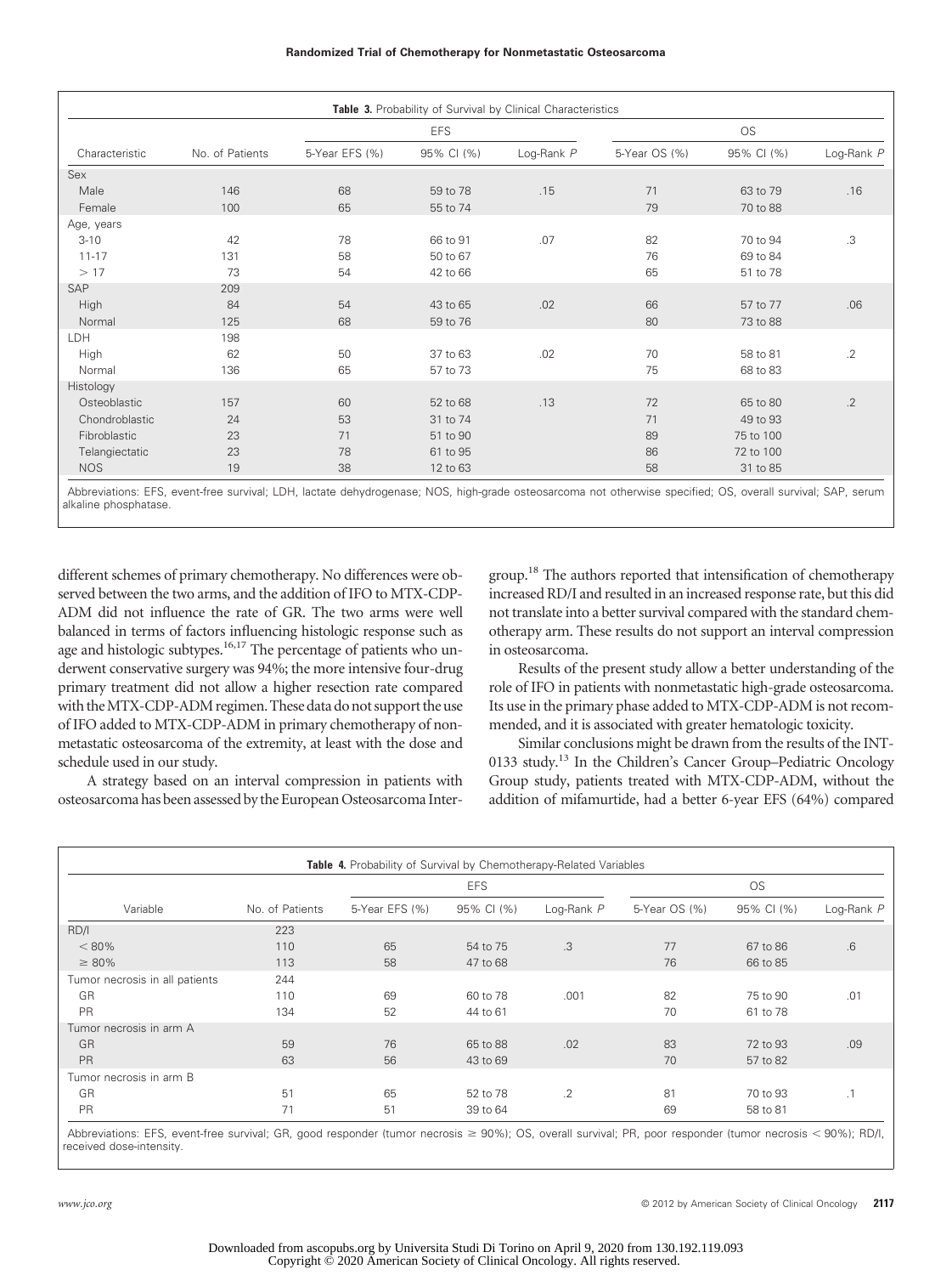**Table 3.** Probability of Survival by Clinical Characteristics

| Characteristic | No. of Patients | EFS | | | OS | | |
|---|---|---|---|---|---|---|---|
| | | 5-Year EFS (%) | 95% CI (%) | Log-Rank *P* | 5-Year OS (%) | 95% CI (%) | Log-Rank *P* |
| Sex | | | | | | | |
| Male | 146 | 68 | 59 to 78 | .15 | 71 | 63 to 79 | .16 |
| Female | 100 | 65 | 55 to 74 | | 79 | 70 to 88 | |
| Age, years | | | | | | | |
| 3-10 | 42 | 78 | 66 to 91 | .07 | 82 | 70 to 94 | .3 |
| 11-17 | 131 | 58 | 50 to 67 | | 76 | 69 to 84 | |
| > 17 | 73 | 54 | 42 to 66 | | 65 | 51 to 78 | |
| SAP | 209 | | | | | | |
| High | 84 | 54 | 43 to 65 | .02 | 66 | 57 to 77 | .06 |
| Normal | 125 | 68 | 59 to 76 | | 80 | 73 to 88 | |
| LDH | 198 | | | | | | |
| High | 62 | 50 | 37 to 63 | .02 | 70 | 58 to 81 | .2 |
| Normal | 136 | 65 | 57 to 73 | | 75 | 68 to 83 | |
| Histology | | | | | | | |
| Osteoblastic | 157 | 60 | 52 to 68 | .13 | 72 | 65 to 80 | .2 |
| Chondroblastic | 24 | 53 | 31 to 74 | | 71 | 49 to 93 | |
| Fibroblastic | 23 | 71 | 51 to 90 | | 89 | 75 to 100 | |
| Telangiectatic | 23 | 78 | 61 to 95 | | 86 | 72 to 100 | |
| NOS | 19 | 38 | 12 to 63 | | 58 | 31 to 85 | |

Abbreviations: EFS, event-free survival; LDH, lactate dehydrogenase; NOS, high-grade osteosarcoma not otherwise specified; OS, overall survival; SAP, serum alkaline phosphatase.

different schemes of primary chemotherapy. No differences were observed between the two arms, and the addition of IFO to MTX-CDP-ADM did not influence the rate of GR. The two arms were well balanced in terms of factors influencing histologic response such as age and histologic subtypes.[16,17] The percentage of patients who underwent conservative surgery was 94%; the more intensive four-drug primary treatment did not allow a higher resection rate compared with the MTX-CDP-ADM regimen. These data do not support the use of IFO added to MTX-CDP-ADM in primary chemotherapy of nonmetastatic osteosarcoma of the extremity, at least with the dose and schedule used in our study.

A strategy based on an interval compression in patients with osteosarcoma has been assessed by the European Osteosarcoma Intergroup.[18] The authors reported that intensification of chemotherapy increased RD/I and resulted in an increased response rate, but this did not translate into a better survival compared with the standard chemotherapy arm. These results do not support an interval compression in osteosarcoma.

Results of the present study allow a better understanding of the role of IFO in patients with nonmetastatic high-grade osteosarcoma. Its use in the primary phase added to MTX-CDP-ADM is not recommended, and it is associated with greater hematologic toxicity.

Similar conclusions might be drawn from the results of the INT-0133 study.[13] In the Children's Cancer Group–Pediatric Oncology Group study, patients treated with MTX-CDP-ADM, without the addition of mifamurtide, had a better 6-year EFS (64%) compared

**Table 4.** Probability of Survival by Chemotherapy-Related Variables

| Variable | No. of Patients | EFS | | | OS | | |
|---|---|---|---|---|---|---|---|
| | | 5-Year EFS (%) | 95% CI (%) | Log-Rank *P* | 5-Year OS (%) | 95% CI (%) | Log-Rank *P* |
| RD/I | 223 | | | | | | |
| < 80% | 110 | 65 | 54 to 75 | .3 | 77 | 67 to 86 | .6 |
| ≥ 80% | 113 | 58 | 47 to 68 | | 76 | 66 to 85 | |
| Tumor necrosis in all patients | 244 | | | | | | |
| GR | 110 | 69 | 60 to 78 | .001 | 82 | 75 to 90 | .01 |
| PR | 134 | 52 | 44 to 61 | | 70 | 61 to 78 | |
| Tumor necrosis in arm A | | | | | | | |
| GR | 59 | 76 | 65 to 88 | .02 | 83 | 72 to 93 | .09 |
| PR | 63 | 56 | 43 to 69 | | 70 | 57 to 82 | |
| Tumor necrosis in arm B | | | | | | | |
| GR | 51 | 65 | 52 to 78 | .2 | 81 | 70 to 93 | .1 |
| PR | 71 | 51 | 39 to 64 | | 69 | 58 to 81 | |

Abbreviations: EFS, event-free survival; GR, good responder (tumor necrosis ≥ 90%); OS, overall survival; PR, poor responder (tumor necrosis < 90%); RD/I, received dose-intensity.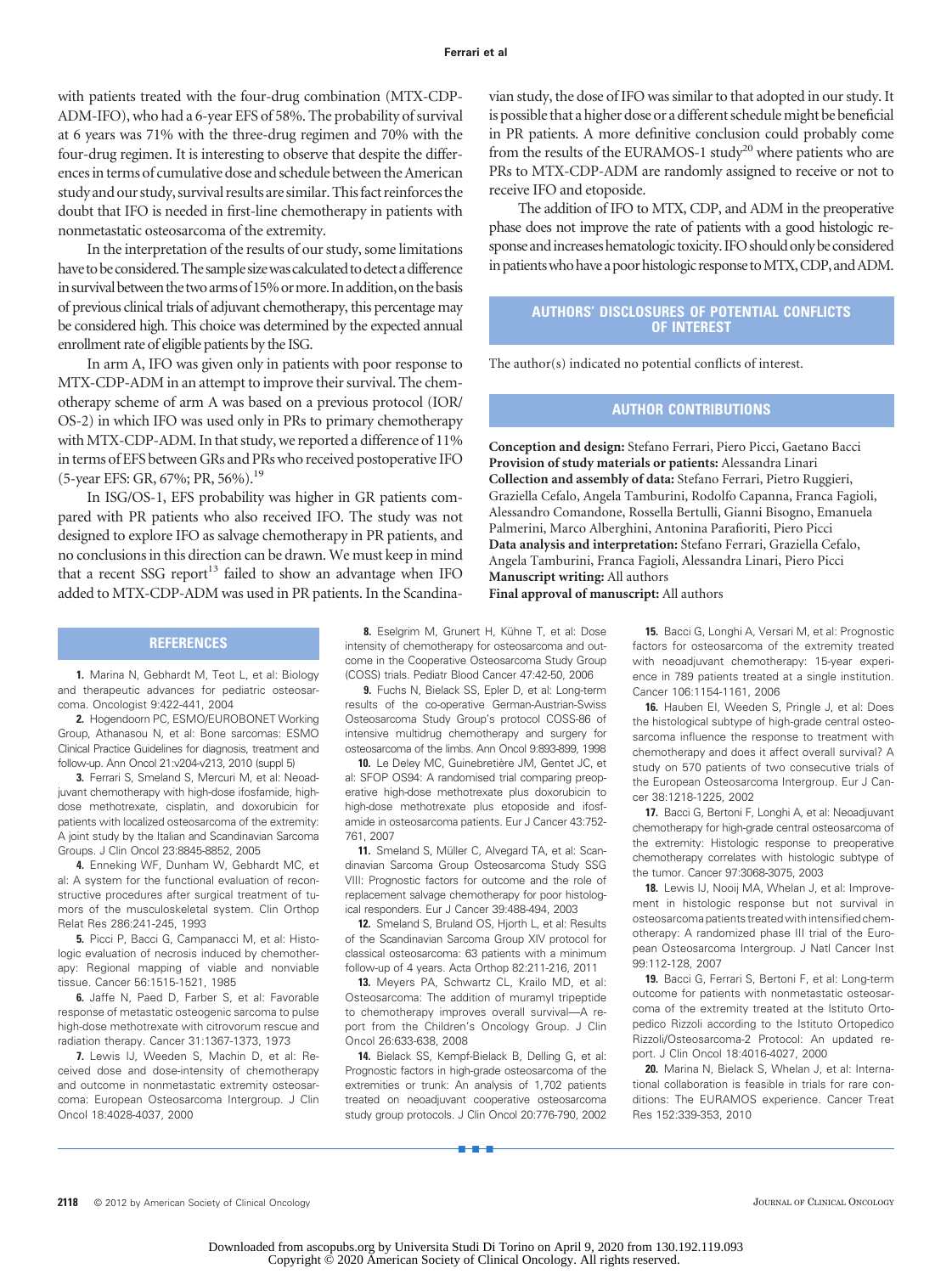with patients treated with the four-drug combination (MTX-CDP-ADM-IFO), who had a 6-year EFS of 58%. The probability of survival at 6 years was 71% with the three-drug regimen and 70% with the four-drug regimen. It is interesting to observe that despite the differences in terms of cumulative dose and schedule between the American study and our study, survival results are similar. This fact reinforces the doubt that IFO is needed in first-line chemotherapy in patients with nonmetastatic osteosarcoma of the extremity.

In the interpretation of the results of our study, some limitations have to be considered. The sample size was calculated to detect a difference in survival between the two arms of 15% or more. In addition, on the basis of previous clinical trials of adjuvant chemotherapy, this percentage may be considered high. This choice was determined by the expected annual enrollment rate of eligible patients by the ISG.

In arm A, IFO was given only in patients with poor response to MTX-CDP-ADM in an attempt to improve their survival. The chemotherapy scheme of arm A was based on a previous protocol (IOR/OS-2) in which IFO was used only in PRs to primary chemotherapy with MTX-CDP-ADM. In that study, we reported a difference of 11% in terms of EFS between GRs and PRs who received postoperative IFO (5-year EFS: GR, 67%; PR, 56%).[19]

In ISG/OS-1, EFS probability was higher in GR patients compared with PR patients who also received IFO. The study was not designed to explore IFO as salvage chemotherapy in PR patients, and no conclusions in this direction can be drawn. We must keep in mind that a recent SSG report[13] failed to show an advantage when IFO added to MTX-CDP-ADM was used in PR patients. In the Scandinavian study, the dose of IFO was similar to that adopted in our study. It is possible that a higher dose or a different schedule might be beneficial in PR patients. A more definitive conclusion could probably come from the results of the EURAMOS-1 study[20] where patients who are PRs to MTX-CDP-ADM are randomly assigned to receive or not to receive IFO and etoposide.

The addition of IFO to MTX, CDP, and ADM in the preoperative phase does not improve the rate of patients with a good histologic response and increases hematologic toxicity. IFO should only be considered in patients who have a poor histologic response to MTX, CDP, and ADM.

## AUTHORS' DISCLOSURES OF POTENTIAL CONFLICTS OF INTEREST

The author(s) indicated no potential conflicts of interest.

## AUTHOR CONTRIBUTIONS

**Conception and design:** Stefano Ferrari, Piero Picci, Gaetano Bacci
**Provision of study materials or patients:** Alessandra Linari
**Collection and assembly of data:** Stefano Ferrari, Pietro Ruggieri, Graziella Cefalo, Angela Tamburini, Rodolfo Capanna, Franca Fagioli, Alessandro Comandone, Rossella Bertulli, Gianni Bisogno, Emanuela Palmerini, Marco Alberghini, Antonina Parafioriti, Piero Picci
**Data analysis and interpretation:** Stefano Ferrari, Graziella Cefalo, Angela Tamburini, Franca Fagioli, Alessandra Linari, Piero Picci
**Manuscript writing:** All authors
**Final approval of manuscript:** All authors

## REFERENCES

1. Marina N, Gebhardt M, Teot L, et al: Biology and therapeutic advances for pediatric osteosarcoma. Oncologist 9:422-441, 2004

2. Hogendoorn PC, ESMO/EUROBONET Working Group, Athanasou N, et al: Bone sarcomas: ESMO Clinical Practice Guidelines for diagnosis, treatment and follow-up. Ann Oncol 21:v204-v213, 2010 (suppl 5)

3. Ferrari S, Smeland S, Mercuri M, et al: Neoadjuvant chemotherapy with high-dose ifosfamide, high-dose methotrexate, cisplatin, and doxorubicin for patients with localized osteosarcoma of the extremity: A joint study by the Italian and Scandinavian Sarcoma Groups. J Clin Oncol 23:8845-8852, 2005

4. Enneking WF, Dunham W, Gebhardt MC, et al: A system for the functional evaluation of reconstructive procedures after surgical treatment of tumors of the musculoskeletal system. Clin Orthop Relat Res 286:241-245, 1993

5. Picci P, Bacci G, Campanacci M, et al: Histologic evaluation of necrosis induced by chemotherapy: Regional mapping of viable and nonviable tissue. Cancer 56:1515-1521, 1985

6. Jaffe N, Paed D, Farber S, et al: Favorable response of metastatic osteogenic sarcoma to pulse high-dose methotrexate with citrovorum rescue and radiation therapy. Cancer 31:1367-1373, 1973

7. Lewis IJ, Weeden S, Machin D, et al: Received dose and dose-intensity of chemotherapy and outcome in nonmetastatic extremity osteosarcoma: European Osteosarcoma Intergroup. J Clin Oncol 18:4028-4037, 2000

8. Eselgrim M, Grunert H, Kühne T, et al: Dose intensity of chemotherapy for osteosarcoma and outcome in the Cooperative Osteosarcoma Study Group (COSS) trials. Pediatr Blood Cancer 47:42-50, 2006

9. Fuchs N, Bielack SS, Epler D, et al: Long-term results of the co-operative German-Austrian-Swiss Osteosarcoma Study Group's protocol COSS-86 of intensive multidrug chemotherapy and surgery for osteosarcoma of the limbs. Ann Oncol 9:893-899, 1998

10. Le Deley MC, Guinebretière JM, Gentet JC, et al: SFOP OS94: A randomised trial comparing preoperative high-dose methotrexate plus doxorubicin to high-dose methotrexate plus etoposide and ifosfamide in osteosarcoma patients. Eur J Cancer 43:752-761, 2007

11. Smeland S, Müller C, Alvegard TA, et al: Scandinavian Sarcoma Group Osteosarcoma Study SSG VIII: Prognostic factors for outcome and the role of replacement salvage chemotherapy for poor histological responders. Eur J Cancer 39:488-494, 2003

12. Smeland S, Bruland OS, Hjorth L, et al: Results of the Scandinavian Sarcoma Group XIV protocol for classical osteosarcoma: 63 patients with a minimum follow-up of 4 years. Acta Orthop 82:211-216, 2011

13. Meyers PA, Schwartz CL, Krailo MD, et al: Osteosarcoma: The addition of muramyl tripeptide to chemotherapy improves overall survival—A report from the Children's Oncology Group. J Clin Oncol 26:633-638, 2008

14. Bielack SS, Kempf-Bielack B, Delling G, et al: Prognostic factors in high-grade osteosarcoma of the extremities or trunk: An analysis of 1,702 patients treated on neoadjuvant cooperative osteosarcoma study group protocols. J Clin Oncol 20:776-790, 2002

15. Bacci G, Longhi A, Versari M, et al: Prognostic factors for osteosarcoma of the extremity treated with neoadjuvant chemotherapy: 15-year experience in 789 patients treated at a single institution. Cancer 106:1154-1161, 2006

16. Hauben EI, Weeden S, Pringle J, et al: Does the histological subtype of high-grade central osteosarcoma influence the response to treatment with chemotherapy and does it affect overall survival? A study on 570 patients of two consecutive trials of the European Osteosarcoma Intergroup. Eur J Cancer 38:1218-1225, 2002

17. Bacci G, Bertoni F, Longhi A, et al: Neoadjuvant chemotherapy for high-grade central osteosarcoma of the extremity: Histologic response to preoperative chemotherapy correlates with histologic subtype of the tumor. Cancer 97:3068-3075, 2003

18. Lewis IJ, Nooij MA, Whelan J, et al: Improvement in histologic response but not survival in osteosarcoma patients treated with intensified chemotherapy: A randomized phase III trial of the European Osteosarcoma Intergroup. J Natl Cancer Inst 99:112-128, 2007

19. Bacci G, Ferrari S, Bertoni F, et al: Long-term outcome for patients with nonmetastatic osteosarcoma of the extremity treated at the Istituto Ortopedico Rizzoli according to the Istituto Ortopedico Rizzoli/Osteosarcoma-2 Protocol: An updated report. J Clin Oncol 18:4016-4027, 2000

20. Marina N, Bielack S, Whelan J, et al: International collaboration is feasible in trials for rare conditions: The EURAMOS experience. Cancer Treat Res 152:339-353, 2010